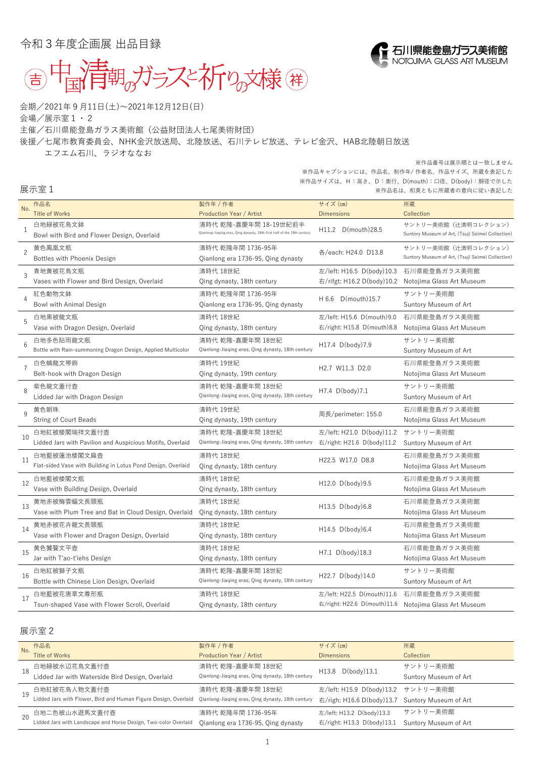令和３年度企画展 出品目録

石川県能登島ガラス美術館
NOTOJIMA GLASS ART MUSEUM

# 吉 中国清朝のガラスと祈りの文様 祥

会期／2021年９月11日(土)～2021年12月12日(日)
会場／展示室１・２
主催／石川県能登島ガラス美術館（公益財団法人七尾美術財団）
後援／七尾市教育委員会、NHK金沢放送局、北陸放送、石川テレビ放送、テレビ金沢、HAB北陸朝日放送
エフエム石川、ラジオななお

※作品番号は展示順とは一致しません
※作品キャプションには、作品名、制作年/ 作者名、作品サイズ、所蔵を表記した
※作品サイズは、H：高さ、D：奥行、D(mouth)：口径、D(body)：胴径で示した
※作品名は、和英ともに所蔵者の意向に従い表記した

## 展示室１

| No. | 作品名 Title of Works | 製作年 / 作者 Production Year / Artist | サイズ (㎝) Dimensions | 所蔵 Collection |
|---|---|---|---|---|
| 1 | 白地緑被花鳥文鉢 Bowl with Bird and Flower Design, Overlaid | 清時代 乾隆-嘉慶年間 18-19世紀前半 Qianlong-Jiaqing eras, Qing dynasty, 18th-first half of the 19th century | H11.2 D(mouth)28.5 | サントリー美術館（辻清明コレクション） Suntory Museum of Art, (Tsuji Seimei Collection) |
| 2 | 黄色鳳凰文瓶 Bottles with Phoenix Design | 清時代 乾隆年間 1736-95年 Qianlong era 1736-95, Qing dynasty | 各/each: H24.0 D13.8 | サントリー美術館（辻清明コレクション） Suntory Museum of Art, (Tsuji Seimei Collection) |
| 3 | 青地黄被花鳥文瓶 Vases with Flower and Bird Design, Overlaid | 清時代 18世紀 Qing dynasty, 18th century | 左/left: H16.5 D(body)10.3 右/rifgt: H16.2 D(body)10.2 | 石川県能登島ガラス美術館 Notojima Glass Art Museum |
| 4 | 紅色動物文鉢 Bowl with Animal Design | 清時代 乾隆年間 1736-95年 Qianlong era 1736-95, Qing dynasty | H 6.6 D(mouth)15.7 | サントリー美術館 Suntory Museum of Art |
| 5 | 白地黒被龍文瓶 Vase with Dragon Design, Overlaid | 清時代 18世紀 Qing dynasty, 18th century | 左/left: H15.6 D(mouth)9.0 右/right: H15.8 D(mouth)8.8 | 石川県能登島ガラス美術館 Notojima Glass Art Museum |
| 6 | 白地多色貼雨龍文瓶 Bottle with Rain-summoning Dragon Design, Applied Multicolor | 清時代 乾隆-嘉慶年間 18世紀 Qianlong-Jiaqing eras, Qing dynasty, 18th century | H17.4 D(body)7.9 | サントリー美術館 Suntory Museum of Art |
| 7 | 白色螭龍文帯鉤 Belt-hook with Dragon Design | 清時代 19世紀 Qing dynasty, 19th century | H2.7 W11.3 D2.0 | 石川県能登島ガラス美術館 Notojima Glass Art Museum |
| 8 | 紫色龍文蓋付壺 Lidded Jar with Dragon Design | 清時代 乾隆-嘉慶年間 18世紀 Qianlong-Jiaqing eras, Qing dynasty, 18th century | H7.4 D(body)7.1 | サントリー美術館 Suntory Museum of Art |
| 9 | 黄色朝珠 String of Court Beads | 清時代 19世紀 Qing dynasty, 19th century | 周長/perimeter: 155.0 | 石川県能登島ガラス美術館 Notojima Glass Art Museum |
| 10 | 白地紅被楼閣瑞祥文蓋付壺 Lidded Jars with Pavilion and Auspicious Motifs, Overlaid | 清時代 乾隆-嘉慶年間 18世紀 Qianlong-Jiaqing eras, Qing dynasty, 18th century | 左/left: H21.0 D(body)11.2 右/right: H21.6 D(body)11.2 | サントリー美術館 Suntory Museum of Art |
| 11 | 白地藍被蓮池楼閣文扁壺 Flat-sided Vase with Building in Lotus Pond Design, Overlaid | 清時代 18世紀 Qing dynasty, 18th century | H22.5 W17.0 D8.8 | 石川県能登島ガラス美術館 Notojima Glass Art Museum |
| 12 | 白地藍被楼閣文瓶 Vase with Building Design, Overlaid | 清時代 18世紀 Qing dynasty, 18th century | H12.0 D(body)9.5 | 石川県能登島ガラス美術館 Notojima Glass Art Museum |
| 13 | 黄地赤被梅雲蝙文長頸瓶 Vase with Plum Tree and Bat in Cloud Design, Overlaid | 清時代 18世紀 Qing dynasty, 18th century | H13.5 D(body)6.8 | 石川県能登島ガラス美術館 Notojima Glass Art Museum |
| 14 | 黄地赤被花卉龍文長頸瓶 Vase with Flower and Dragon Design, Overlaid | 清時代 18世紀 Qing dynasty, 18th century | H14.5 D(body)6.4 | 石川県能登島ガラス美術館 Notojima Glass Art Museum |
| 15 | 黄色饕餮文平壺 Jar with T'ao-t'iehs Design | 清時代 18世紀 Qing dynasty, 18th century | H7.1 D(body)18.3 | 石川県能登島ガラス美術館 Notojima Glass Art Museum |
| 16 | 白地紅被獅子文瓶 Bottle with Chinese Lion Design, Overlaid | 清時代 乾隆-嘉慶年間 18世紀 Qianlong-Jiaqing eras, Qing dynasty, 18th century | H22.7 D(body)14.0 | サントリー美術館 Suntory Museum of Art |
| 17 | 白地藍被花唐草文尊形瓶 Tsun-shaped Vase with Flower Scroll, Overlaid | 清時代 18世紀 Qing dynasty, 18th century | 左/left: H22.5 D(mouth)11.6 右/right: H22.6 D(mouth)11.6 | 石川県能登島ガラス美術館 Notojima Glass Art Museum |

## 展示室２

| No. | 作品名 Title of Works | 製作年 / 作者 Production Year / Artist | サイズ (㎝) Dimensions | 所蔵 Collection |
|---|---|---|---|---|
| 18 | 白地緑被水辺花鳥文蓋付壺 Lidded Jar with Waterside Bird Design, Overlaid | 清時代 乾隆-嘉慶年間 18世紀 Qianlong-Jiaqing eras, Qing dynasty, 18th century | H13.8 D(body)13.1 | サントリー美術館 Suntory Museum of Art |
| 19 | 白地紅被花鳥人物文蓋付壺 Lidded Jars with Flower, Bird and Human Figure Design, Overlaid | 清時代 乾隆-嘉慶年間 18世紀 Qianlong-Jiaqing eras, Qing dynasty, 18th century | 左/left: H15.9 D(body)13.2 右/righ: H16.6 D(body)13.7 | サントリー美術館 Suntory Museum of Art |
| 20 | 白地二色被山水遊馬文蓋付壺 Lidded Jars with Landscape and Horse Design, Two-color Overlaid | 清時代 乾隆年間 1736-95年 Qianlong era 1736-95, Qing dynasty | 左/left: H13.2 D(body)13.3 右/right: H13.3 D(body)13.1 | サントリー美術館 Suntory Museum of Art |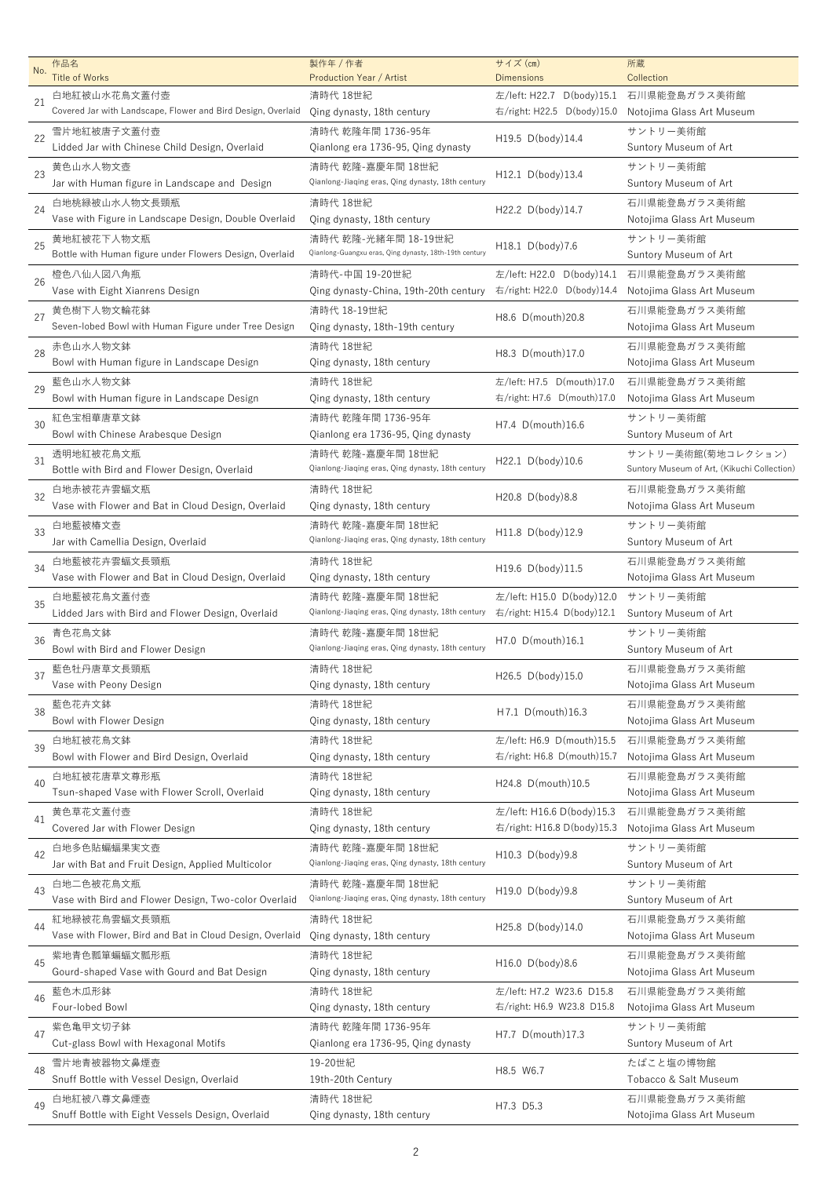| No. | 作品名<br>Title of Works | 製作年 / 作者<br>Production Year / Artist | サイズ (cm)<br>Dimensions | 所蔵<br>Collection |
|---|---|---|---|---|
| 21 | 白地紅被山水花鳥文蓋付壺<br>Covered Jar with Landscape, Flower and Bird Design, Overlaid | 清時代 18世紀<br>Qing dynasty, 18th century | 左/left: H22.7 D(body)15.1<br>右/right: H22.5 D(body)15.0 | 石川県能登島ガラス美術館<br>Notojima Glass Art Museum |
| 22 | 雪片地紅被唐子文蓋付壺<br>Lidded Jar with Chinese Child Design, Overlaid | 清時代 乾隆年間 1736-95年<br>Qianlong era 1736-95, Qing dynasty | H19.5 D(body)14.4 | サントリー美術館<br>Suntory Museum of Art |
| 23 | 黄色山水人物文壺<br>Jar with Human figure in Landscape and Design | 清時代 乾隆-嘉慶年間 18世紀<br>Qianlong-Jiaqing eras, Qing dynasty, 18th century | H12.1 D(body)13.4 | サントリー美術館<br>Suntory Museum of Art |
| 24 | 白地桃緑被山水人物文長頸瓶<br>Vase with Figure in Landscape Design, Double Overlaid | 清時代 18世紀<br>Qing dynasty, 18th century | H22.2 D(body)14.7 | 石川県能登島ガラス美術館<br>Notojima Glass Art Museum |
| 25 | 黄地紅被花下人物文瓶<br>Bottle with Human figure under Flowers Design, Overlaid | 清時代 乾隆-光緒年間 18-19世紀<br>Qianlong-Guangxu eras, Qing dynasty, 18th-19th century | H18.1 D(body)7.6 | サントリー美術館<br>Suntory Museum of Art |
| 26 | 橙色八仙人図八角瓶<br>Vase with Eight Xianrens Design | 清時代-中国 19-20世紀<br>Qing dynasty-China, 19th-20th century | 左/left: H22.0 D(body)14.1<br>右/right: H22.0 D(body)14.4 | 石川県能登島ガラス美術館<br>Notojima Glass Art Museum |
| 27 | 黄色樹下人物文輪花鉢<br>Seven-lobed Bowl with Human Figure under Tree Design | 清時代 18-19世紀<br>Qing dynasty, 18th-19th century | H8.6 D(mouth)20.8 | 石川県能登島ガラス美術館<br>Notojima Glass Art Museum |
| 28 | 赤色山水人物文鉢<br>Bowl with Human figure in Landscape Design | 清時代 18世紀<br>Qing dynasty, 18th century | H8.3 D(mouth)17.0 | 石川県能登島ガラス美術館<br>Notojima Glass Art Museum |
| 29 | 藍色山水人物文鉢<br>Bowl with Human figure in Landscape Design | 清時代 18世紀<br>Qing dynasty, 18th century | 左/left: H7.5 D(mouth)17.0<br>右/right: H7.6 D(mouth)17.0 | 石川県能登島ガラス美術館<br>Notojima Glass Art Museum |
| 30 | 紅色宝相華唐草文鉢<br>Bowl with Chinese Arabesque Design | 清時代 乾隆年間 1736-95年<br>Qianlong era 1736-95, Qing dynasty | H7.4 D(mouth)16.6 | サントリー美術館<br>Suntory Museum of Art |
| 31 | 透明地紅被花鳥文瓶<br>Bottle with Bird and Flower Design, Overlaid | 清時代 乾隆-嘉慶年間 18世紀<br>Qianlong-Jiaqing eras, Qing dynasty, 18th century | H22.1 D(body)10.6 | サントリー美術館(菊地コレクション)<br>Suntory Museum of Art, (Kikuchi Collection) |
| 32 | 白地赤被花卉雲蝠文瓶<br>Vase with Flower and Bat in Cloud Design, Overlaid | 清時代 18世紀<br>Qing dynasty, 18th century | H20.8 D(body)8.8 | 石川県能登島ガラス美術館<br>Notojima Glass Art Museum |
| 33 | 白地藍被椿文壺<br>Jar with Camellia Design, Overlaid | 清時代 乾隆-嘉慶年間 18世紀<br>Qianlong-Jiaqing eras, Qing dynasty, 18th century | H11.8 D(body)12.9 | サントリー美術館<br>Suntory Museum of Art |
| 34 | 白地藍被花卉雲蝠文長頸瓶<br>Vase with Flower and Bat in Cloud Design, Overlaid | 清時代 18世紀<br>Qing dynasty, 18th century | H19.6 D(body)11.5 | 石川県能登島ガラス美術館<br>Notojima Glass Art Museum |
| 35 | 白地藍被花鳥文蓋付壺<br>Lidded Jars with Bird and Flower Design, Overlaid | 清時代 乾隆-嘉慶年間 18世紀<br>Qianlong-Jiaqing eras, Qing dynasty, 18th century | 左/left: H15.0 D(body)12.0<br>右/right: H15.4 D(body)12.1 | サントリー美術館<br>Suntory Museum of Art |
| 36 | 青色花鳥文鉢<br>Bowl with Bird and Flower Design | 清時代 乾隆-嘉慶年間 18世紀<br>Qianlong-Jiaqing eras, Qing dynasty, 18th century | H7.0 D(mouth)16.1 | サントリー美術館<br>Suntory Museum of Art |
| 37 | 藍色牡丹唐草文長頸瓶<br>Vase with Peony Design | 清時代 18世紀<br>Qing dynasty, 18th century | H26.5 D(body)15.0 | 石川県能登島ガラス美術館<br>Notojima Glass Art Museum |
| 38 | 藍色花卉文鉢<br>Bowl with Flower Design | 清時代 18世紀<br>Qing dynasty, 18th century | H7.1 D(mouth)16.3 | 石川県能登島ガラス美術館<br>Notojima Glass Art Museum |
| 39 | 白地紅被花鳥文鉢<br>Bowl with Flower and Bird Design, Overlaid | 清時代 18世紀<br>Qing dynasty, 18th century | 左/left: H6.9 D(mouth)15.5<br>右/right: H6.8 D(mouth)15.7 | 石川県能登島ガラス美術館<br>Notojima Glass Art Museum |
| 40 | 白地紅被花唐草文尊形瓶<br>Tsun-shaped Vase with Flower Scroll, Overlaid | 清時代 18世紀<br>Qing dynasty, 18th century | H24.8 D(mouth)10.5 | 石川県能登島ガラス美術館<br>Notojima Glass Art Museum |
| 41 | 黄色草花文蓋付壺<br>Covered Jar with Flower Design | 清時代 18世紀<br>Qing dynasty, 18th century | 左/left: H16.6 D(body)15.3<br>右/right: H16.8 D(body)15.3 | 石川県能登島ガラス美術館<br>Notojima Glass Art Museum |
| 42 | 白地多色貼蝙蝠果実文壺<br>Jar with Bat and Fruit Design, Applied Multicolor | 清時代 乾隆-嘉慶年間 18世紀<br>Qianlong-Jiaqing eras, Qing dynasty, 18th century | H10.3 D(body)9.8 | サントリー美術館<br>Suntory Museum of Art |
| 43 | 白地二色被花鳥文瓶<br>Vase with Bird and Flower Design, Two-color Overlaid | 清時代 乾隆-嘉慶年間 18世紀<br>Qianlong-Jiaqing eras, Qing dynasty, 18th century | H19.0 D(body)9.8 | サントリー美術館<br>Suntory Museum of Art |
| 44 | 紅地緑被花鳥雲蝠文長頸瓶<br>Vase with Flower, Bird and Bat in Cloud Design, Overlaid | 清時代 18世紀<br>Qing dynasty, 18th century | H25.8 D(body)14.0 | 石川県能登島ガラス美術館<br>Notojima Glass Art Museum |
| 45 | 紫地青色瓢箪蝙蝠文瓢形瓶<br>Gourd-shaped Vase with Gourd and Bat Design | 清時代 18世紀<br>Qing dynasty, 18th century | H16.0 D(body)8.6 | 石川県能登島ガラス美術館<br>Notojima Glass Art Museum |
| 46 | 藍色木瓜形鉢<br>Four-lobed Bowl | 清時代 18世紀<br>Qing dynasty, 18th century | 左/left: H7.2 W23.6 D15.8<br>右/right: H6.9 W23.8 D15.8 | 石川県能登島ガラス美術館<br>Notojima Glass Art Museum |
| 47 | 紫色亀甲文切子鉢<br>Cut-glass Bowl with Hexagonal Motifs | 清時代 乾隆年間 1736-95年<br>Qianlong era 1736-95, Qing dynasty | H7.7 D(mouth)17.3 | サントリー美術館<br>Suntory Museum of Art |
| 48 | 雪片地青被器物文鼻煙壺<br>Snuff Bottle with Vessel Design, Overlaid | 19-20世紀<br>19th-20th Century | H8.5 W6.7 | たばこと塩の博物館<br>Tobacco & Salt Museum |
| 49 | 白地紅被八尊文鼻煙壺<br>Snuff Bottle with Eight Vessels Design, Overlaid | 清時代 18世紀<br>Qing dynasty, 18th century | H7.3 D5.3 | 石川県能登島ガラス美術館<br>Notojima Glass Art Museum |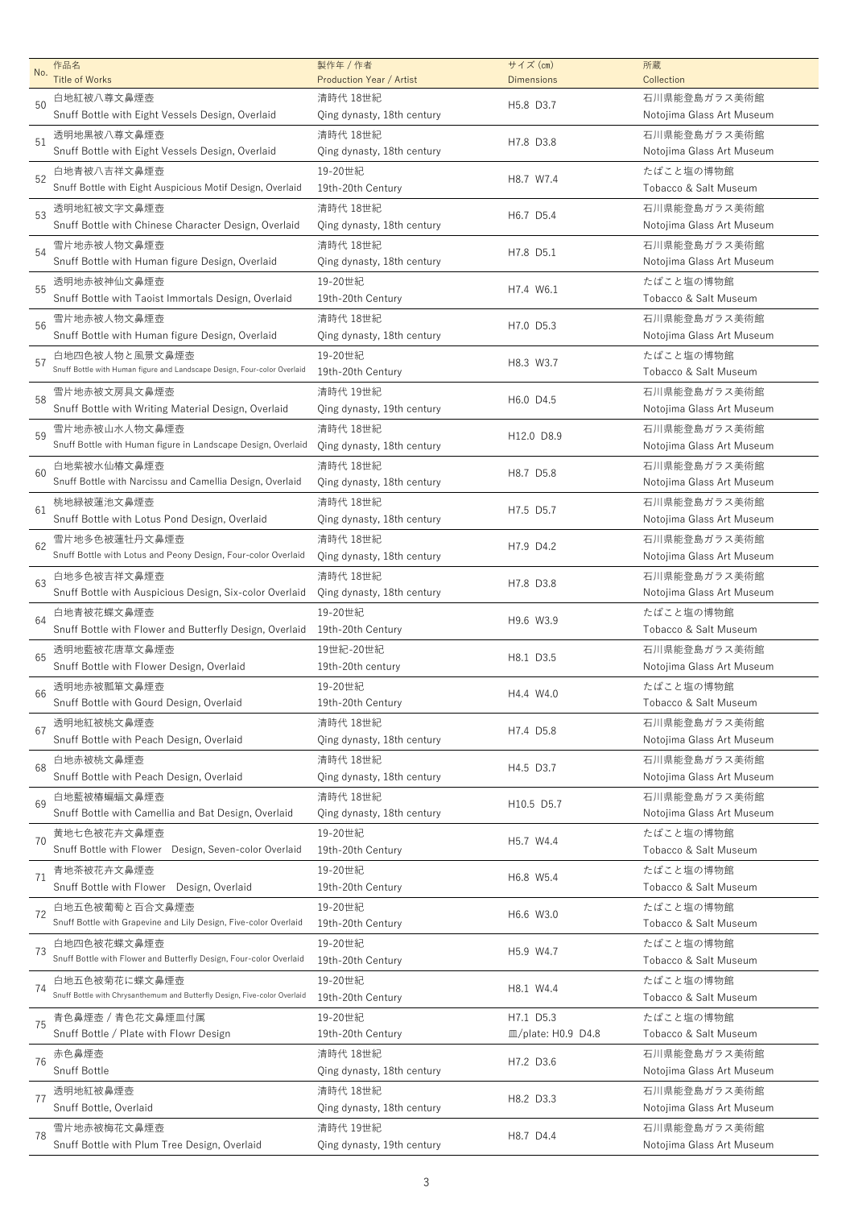| No. | 作品名<br>Title of Works | 製作年 / 作者<br>Production Year / Artist | サイズ (㎝)<br>Dimensions | 所蔵<br>Collection |
|---|---|---|---|---|
| 50 | 白地紅被八尊文鼻煙壺<br>Snuff Bottle with Eight Vessels Design, Overlaid | 清時代 18世紀<br>Qing dynasty, 18th century | H5.8 D3.7 | 石川県能登島ガラス美術館<br>Notojima Glass Art Museum |
| 51 | 透明地黒被八尊文鼻煙壺<br>Snuff Bottle with Eight Vessels Design, Overlaid | 清時代 18世紀<br>Qing dynasty, 18th century | H7.8 D3.8 | 石川県能登島ガラス美術館<br>Notojima Glass Art Museum |
| 52 | 白地青被八吉祥文鼻煙壺<br>Snuff Bottle with Eight Auspicious Motif Design, Overlaid | 19-20世紀<br>19th-20th Century | H8.7 W7.4 | たばこと塩の博物館<br>Tobacco & Salt Museum |
| 53 | 透明地紅被文字文鼻煙壺<br>Snuff Bottle with Chinese Character Design, Overlaid | 清時代 18世紀<br>Qing dynasty, 18th century | H6.7 D5.4 | 石川県能登島ガラス美術館<br>Notojima Glass Art Museum |
| 54 | 雪片地赤被人物文鼻煙壺<br>Snuff Bottle with Human figure Design, Overlaid | 清時代 18世紀<br>Qing dynasty, 18th century | H7.8 D5.1 | 石川県能登島ガラス美術館<br>Notojima Glass Art Museum |
| 55 | 透明地赤被神仙文鼻煙壺<br>Snuff Bottle with Taoist Immortals Design, Overlaid | 19-20世紀<br>19th-20th Century | H7.4 W6.1 | たばこと塩の博物館<br>Tobacco & Salt Museum |
| 56 | 雪片地赤被人物文鼻煙壺<br>Snuff Bottle with Human figure Design, Overlaid | 清時代 18世紀<br>Qing dynasty, 18th century | H7.0 D5.3 | 石川県能登島ガラス美術館<br>Notojima Glass Art Museum |
| 57 | 白地四色被人物と風景文鼻煙壺<br>Snuff Bottle with Human figure and Landscape Design, Four-color Overlaid | 19-20世紀<br>19th-20th Century | H8.3 W3.7 | たばこと塩の博物館<br>Tobacco & Salt Museum |
| 58 | 雪片地赤被文房具文鼻煙壺<br>Snuff Bottle with Writing Material Design, Overlaid | 清時代 19世紀<br>Qing dynasty, 19th century | H6.0 D4.5 | 石川県能登島ガラス美術館<br>Notojima Glass Art Museum |
| 59 | 雪片地赤被山水人物文鼻煙壺<br>Snuff Bottle with Human figure in Landscape Design, Overlaid | 清時代 18世紀<br>Qing dynasty, 18th century | H12.0 D8.9 | 石川県能登島ガラス美術館<br>Notojima Glass Art Museum |
| 60 | 白地紫被水仙椿文鼻煙壺<br>Snuff Bottle with Narcissu and Camellia Design, Overlaid | 清時代 18世紀<br>Qing dynasty, 18th century | H8.7 D5.8 | 石川県能登島ガラス美術館<br>Notojima Glass Art Museum |
| 61 | 桃地緑被蓮池文鼻煙壺<br>Snuff Bottle with Lotus Pond Design, Overlaid | 清時代 18世紀<br>Qing dynasty, 18th century | H7.5 D5.7 | 石川県能登島ガラス美術館<br>Notojima Glass Art Museum |
| 62 | 雪片地多色被蓮牡丹文鼻煙壺<br>Snuff Bottle with Lotus and Peony Design, Four-color Overlaid | 清時代 18世紀<br>Qing dynasty, 18th century | H7.9 D4.2 | 石川県能登島ガラス美術館<br>Notojima Glass Art Museum |
| 63 | 白地多色被吉祥文鼻煙壺<br>Snuff Bottle with Auspicious Design, Six-color Overlaid | 清時代 18世紀<br>Qing dynasty, 18th century | H7.8 D3.8 | 石川県能登島ガラス美術館<br>Notojima Glass Art Museum |
| 64 | 白地青被花蝶文鼻煙壺<br>Snuff Bottle with Flower and Butterfly Design, Overlaid | 19-20世紀<br>19th-20th Century | H9.6 W3.9 | たばこと塩の博物館<br>Tobacco & Salt Museum |
| 65 | 透明地藍被花唐草文鼻煙壺<br>Snuff Bottle with Flower Design, Overlaid | 19世紀-20世紀<br>19th-20th century | H8.1 D3.5 | 石川県能登島ガラス美術館<br>Notojima Glass Art Museum |
| 66 | 透明地赤被瓢箪文鼻煙壺<br>Snuff Bottle with Gourd Design, Overlaid | 19-20世紀<br>19th-20th Century | H4.4 W4.0 | たばこと塩の博物館<br>Tobacco & Salt Museum |
| 67 | 透明地紅被桃文鼻煙壺<br>Snuff Bottle with Peach Design, Overlaid | 清時代 18世紀<br>Qing dynasty, 18th century | H7.4 D5.8 | 石川県能登島ガラス美術館<br>Notojima Glass Art Museum |
| 68 | 白地赤被桃文鼻煙壺<br>Snuff Bottle with Peach Design, Overlaid | 清時代 18世紀<br>Qing dynasty, 18th century | H4.5 D3.7 | 石川県能登島ガラス美術館<br>Notojima Glass Art Museum |
| 69 | 白地藍被椿蝙蝠文鼻煙壺<br>Snuff Bottle with Camellia and Bat Design, Overlaid | 清時代 18世紀<br>Qing dynasty, 18th century | H10.5 D5.7 | 石川県能登島ガラス美術館<br>Notojima Glass Art Museum |
| 70 | 黄地七色被花卉文鼻煙壺<br>Snuff Bottle with Flower　Design, Seven-color Overlaid | 19-20世紀<br>19th-20th Century | H5.7 W4.4 | たばこと塩の博物館<br>Tobacco & Salt Museum |
| 71 | 青地茶被花卉文鼻煙壺<br>Snuff Bottle with Flower　Design, Overlaid | 19-20世紀<br>19th-20th Century | H6.8 W5.4 | たばこと塩の博物館<br>Tobacco & Salt Museum |
| 72 | 白地五色被葡萄と百合文鼻煙壺<br>Snuff Bottle with Grapevine and Lily Design, Five-color Overlaid | 19-20世紀<br>19th-20th Century | H6.6 W3.0 | たばこと塩の博物館<br>Tobacco & Salt Museum |
| 73 | 白地四色被花蝶文鼻煙壺<br>Snuff Bottle with Flower and Butterfly Design, Four-color Overlaid | 19-20世紀<br>19th-20th Century | H5.9 W4.7 | たばこと塩の博物館<br>Tobacco & Salt Museum |
| 74 | 白地五色被菊花に蝶文鼻煙壺<br>Snuff Bottle with Chrysanthemum and Butterfly Design, Five-color Overlaid | 19-20世紀<br>19th-20th Century | H8.1 W4.4 | たばこと塩の博物館<br>Tobacco & Salt Museum |
| 75 | 青色鼻煙壺 / 青色花文鼻煙皿付属<br>Snuff Bottle / Plate with Flowr Design | 19-20世紀<br>19th-20th Century | H7.1 D5.3<br>皿/plate: H0.9 D4.8 | たばこと塩の博物館<br>Tobacco & Salt Museum |
| 76 | 赤色鼻煙壺<br>Snuff Bottle | 清時代 18世紀<br>Qing dynasty, 18th century | H7.2 D3.6 | 石川県能登島ガラス美術館<br>Notojima Glass Art Museum |
| 77 | 透明地紅被鼻煙壺<br>Snuff Bottle, Overlaid | 清時代 18世紀<br>Qing dynasty, 18th century | H8.2 D3.3 | 石川県能登島ガラス美術館<br>Notojima Glass Art Museum |
| 78 | 雪片地赤被梅花文鼻煙壺<br>Snuff Bottle with Plum Tree Design, Overlaid | 清時代 19世紀<br>Qing dynasty, 19th century | H8.7 D4.4 | 石川県能登島ガラス美術館<br>Notojima Glass Art Museum |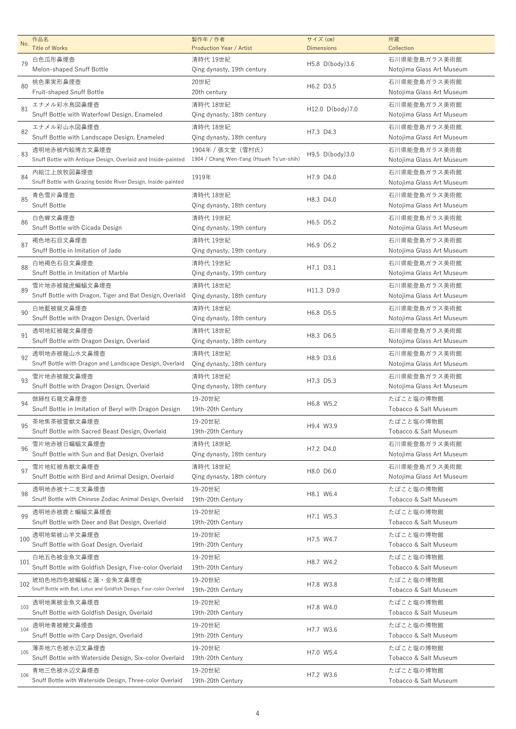| No. | 作品名<br>Title of Works | 製作年 / 作者<br>Production Year / Artist | サイズ (cm)<br>Dimensions | 所蔵<br>Collection |
|---|---|---|---|---|
| 79 | 白色瓜形鼻煙壺<br>Melon-shaped Snuff Bottle | 清時代 19世紀<br>Qing dynasty, 19th century | H5.8 D(body)3.6 | 石川県能登島ガラス美術館<br>Notojima Glass Art Museum |
| 80 | 桃色果実形鼻煙壺<br>Fruit-shaped Snuff Bottle | 20世紀<br>20th century | H6.2 D3.5 | 石川県能登島ガラス美術館<br>Notojima Glass Art Museum |
| 81 | エナメル彩水鳥図鼻煙壺<br>Snuff Bottle with Waterfowl Design, Enameled | 清時代 18世紀<br>Qing dynasty, 18th century | H12.0 D(body)7.0 | 石川県能登島ガラス美術館<br>Notojima Glass Art Museum |
| 82 | エナメル彩山水図鼻煙壺<br>Snuff Bottle with Landscape Design, Enameled | 清時代 18世紀<br>Qing dynasty, 18th century | H7.3 D4.3 | 石川県能登島ガラス美術館<br>Notojima Glass Art Museum |
| 83 | 透明地赤被内絵博古文鼻煙壺<br>Snuff Bottle with Antique Design, Overlaid and Inside-painted | 1904年 / 張文堂（雪村氏）<br>1904 / Chang Wen-t'ang (Hsueh Ts'un-shih) | H9.5 D(body)3.0 | 石川県能登島ガラス美術館<br>Notojima Glass Art Museum |
| 84 | 内絵江上放牧図鼻煙壺<br>Snuff Bottle with Grazing beside River Design, Inside-painted | 1919年 | H7.9 D4.0 | 石川県能登島ガラス美術館<br>Notojima Glass Art Museum |
| 85 | 青色雪片鼻煙壺<br>Snuff Bottle | 清時代 18世紀<br>Qing dynasty, 18th century | H8.3 D4.0 | 石川県能登島ガラス美術館<br>Notojima Glass Art Museum |
| 86 | 白色蝉文鼻煙壺<br>Snuff Bottle with Cicada Design | 清時代 19世紀<br>Qing dynasty, 19th century | H6.5 D5.2 | 石川県能登島ガラス美術館<br>Notojima Glass Art Museum |
| 87 | 褐色地石目文鼻煙壺<br>Snuff Bottle in Imitation of Jade | 清時代 19世紀<br>Qing dynasty, 19th century | H6.9 D5.2 | 石川県能登島ガラス美術館<br>Notojima Glass Art Museum |
| 88 | 白地褐色石目文鼻煙壺<br>Snuff Bottle in Imitation of Marble | 清時代 19世紀<br>Qing dynasty, 19th century | H7.1 D3.1 | 石川県能登島ガラス美術館<br>Notojima Glass Art Museum |
| 89 | 雪片地赤被龍虎蝙蝠文鼻煙壺<br>Snuff Bottle with Dragon, Tiger and Bat Design, Overlaid | 清時代 18世紀<br>Qing dynasty, 18th century | H11.3 D9.0 | 石川県能登島ガラス美術館<br>Notojima Glass Art Museum |
| 90 | 白地藍被龍文鼻煙壺<br>Snuff Bottle with Dragon Design, Overlaid | 清時代 18世紀<br>Qing dynasty, 18th century | H6.8 D5.5 | 石川県能登島ガラス美術館<br>Notojima Glass Art Museum |
| 91 | 透明地紅被龍文鼻煙壺<br>Snuff Bottle with Dragon Design, Overlaid | 清時代 18世紀<br>Qing dynasty, 18th century | H8.3 D6.5 | 石川県能登島ガラス美術館<br>Notojima Glass Art Museum |
| 92 | 透明地赤被龍山水文鼻煙壺<br>Snuff Bottle with Dragon and Landscape Design, Overlaid | 清時代 18世紀<br>Qing dynasty, 18th century | H8.9 D3.6 | 石川県能登島ガラス美術館<br>Notojima Glass Art Museum |
| 93 | 雪片地赤被龍文鼻煙壺<br>Snuff Bottle with Dragon Design, Overlaid | 清時代 18世紀<br>Qing dynasty, 18th century | H7.3 D5.3 | 石川県能登島ガラス美術館<br>Notojima Glass Art Museum |
| 94 | 倣緑柱石龍文鼻煙壺<br>Snuff Bottle in Imitation of Beryl with Dragon Design | 19-20世紀<br>19th-20th Century | H6.8 W5.2 | たばこと塩の博物館<br>Tobacco & Salt Museum |
| 95 | 茶地焦茶被霊獣文鼻煙壺<br>Snuff Bottle with Sacred Beast Design, Overlaid | 19-20世紀<br>19th-20th Century | H9.4 W3.9 | たばこと塩の博物館<br>Tobacco & Salt Museum |
| 96 | 雪片地赤被日蝙蝠文鼻煙壺<br>Snuff Bottle with Sun and Bat Design, Overlaid | 清時代 18世紀<br>Qing dynasty, 18th century | H7.2 D4.0 | 石川県能登島ガラス美術館<br>Notojima Glass Art Museum |
| 97 | 雪片地紅被鳥獣文鼻煙壺<br>Snuff Bottle with Bird and Animal Design, Overlaid | 清時代 18世紀<br>Qing dynasty, 18th century | H8.0 D6.0 | 石川県能登島ガラス美術館<br>Notojima Glass Art Museum |
| 98 | 透明地赤被十二支文鼻煙壺<br>Snuff Bottle with Chinese Zodiac Animal Design, Overlaid | 19-20世紀<br>19th-20th Century | H8.1 W6.4 | たばこと塩の博物館<br>Tobacco & Salt Museum |
| 99 | 透明地赤被鹿と蝙蝠文鼻煙壺<br>Snuff Bottle with Deer and Bat Design, Overlaid | 19-20世紀<br>19th-20th Century | H7.1 W5.3 | たばこと塩の博物館<br>Tobacco & Salt Museum |
| 100 | 透明地紫被山羊文鼻煙壺<br>Snuff Bottle with Goat Design, Overlaid | 19-20世紀<br>19th-20th Century | H7.5 W4.7 | たばこと塩の博物館<br>Tobacco & Salt Museum |
| 101 | 白地五色被金魚文鼻煙壺<br>Snuff Bottle with Goldfish Design, Five-color Overlaid | 19-20世紀<br>19th-20th Century | H8.7 W4.2 | たばこと塩の博物館<br>Tobacco & Salt Museum |
| 102 | 琥珀色地四色被蝙蝠と蓮・金魚文鼻煙壺<br>Snuff Bottle with Bat, Lotus and Goldfish Design, Four-color Overlaid | 19-20世紀<br>19th-20th Century | H7.8 W3.8 | たばこと塩の博物館<br>Tobacco & Salt Museum |
| 103 | 透明地黒被金魚文鼻煙壺<br>Snuff Bottle with Goldfish Design, Overlaid | 19-20世紀<br>19th-20th Century | H7.8 W4.0 | たばこと塩の博物館<br>Tobacco & Salt Museum |
| 104 | 透明地青被鯉文鼻煙壺<br>Snuff Bottle with Carp Design, Overlaid | 19-20世紀<br>19th-20th Century | H7.7 W3.6 | たばこと塩の博物館<br>Tobacco & Salt Museum |
| 105 | 薄茶地六色被水辺文鼻煙壺<br>Snuff Bottle with Waterside Design, Six-color Overlaid | 19-20世紀<br>19th-20th Century | H7.0 W5.4 | たばこと塩の博物館<br>Tobacco & Salt Museum |
| 106 | 青地三色被水辺文鼻煙壺<br>Snuff Bottle with Waterside Design, Three-color Overlaid | 19-20世紀<br>19th-20th Century | H7.2 W3.6 | たばこと塩の博物館<br>Tobacco & Salt Museum |